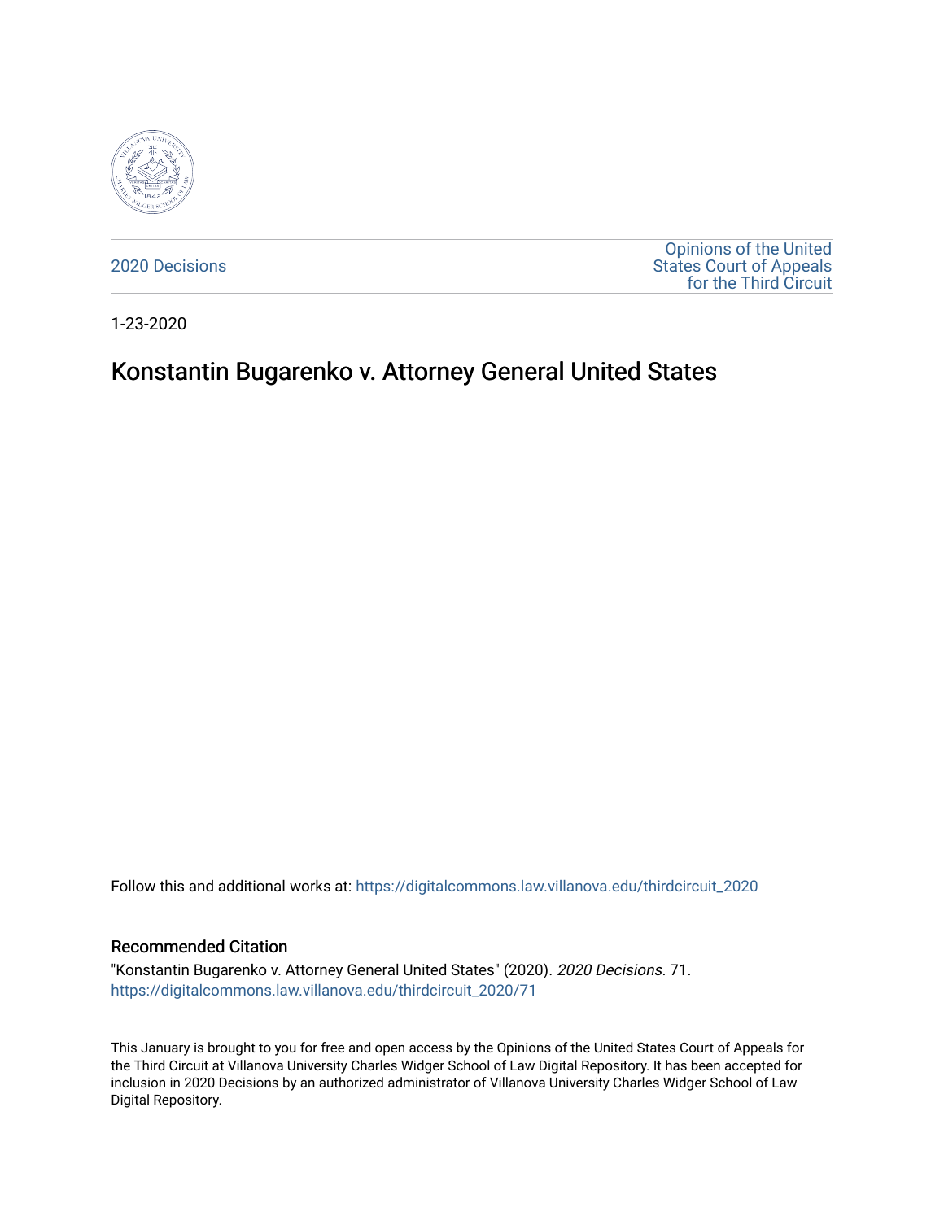2020 Decisions

Opinions of the United States Court of Appeals for the Third Circuit

1-23-2020

# Konstantin Bugarenko v. Attorney General United States

Follow this and additional works at: https://digitalcommons.law.villanova.edu/thirdcircuit_2020

## Recommended Citation

"Konstantin Bugarenko v. Attorney General United States" (2020). *2020 Decisions*. 71.
https://digitalcommons.law.villanova.edu/thirdcircuit_2020/71

This January is brought to you for free and open access by the Opinions of the United States Court of Appeals for the Third Circuit at Villanova University Charles Widger School of Law Digital Repository. It has been accepted for inclusion in 2020 Decisions by an authorized administrator of Villanova University Charles Widger School of Law Digital Repository.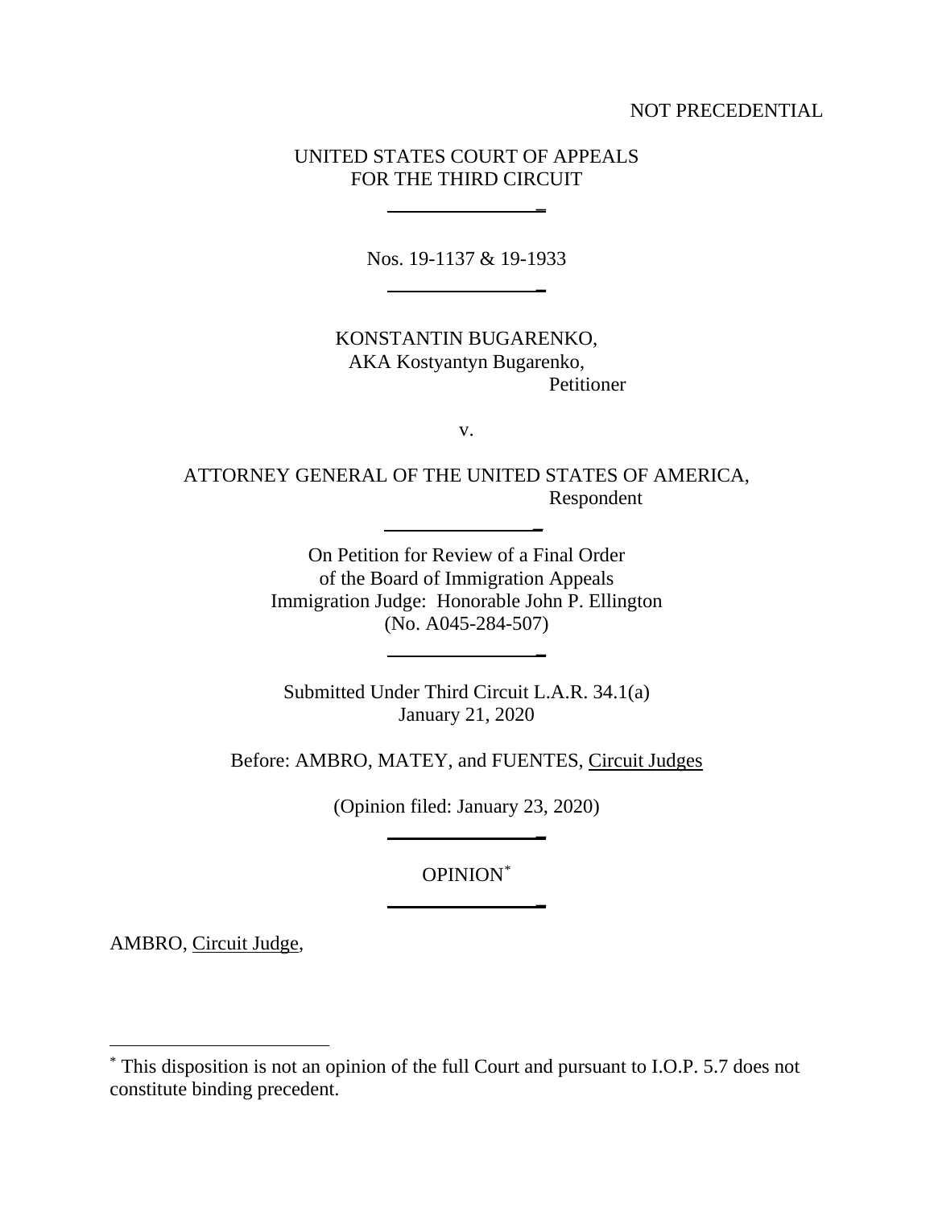NOT PRECEDENTIAL

UNITED STATES COURT OF APPEALS
FOR THE THIRD CIRCUIT

---

Nos. 19-1137 & 19-1933

---

KONSTANTIN BUGARENKO,
AKA Kostyantyn Bugarenko,
Petitioner

v.

ATTORNEY GENERAL OF THE UNITED STATES OF AMERICA,
Respondent

---

On Petition for Review of a Final Order
of the Board of Immigration Appeals
Immigration Judge: Honorable John P. Ellington
(No. A045-284-507)

---

Submitted Under Third Circuit L.A.R. 34.1(a)
January 21, 2020

Before: AMBRO, MATEY, and FUENTES, Circuit Judges

(Opinion filed: January 23, 2020)

---

OPINION*

---

AMBRO, Circuit Judge,

---

* This disposition is not an opinion of the full Court and pursuant to I.O.P. 5.7 does not constitute binding precedent.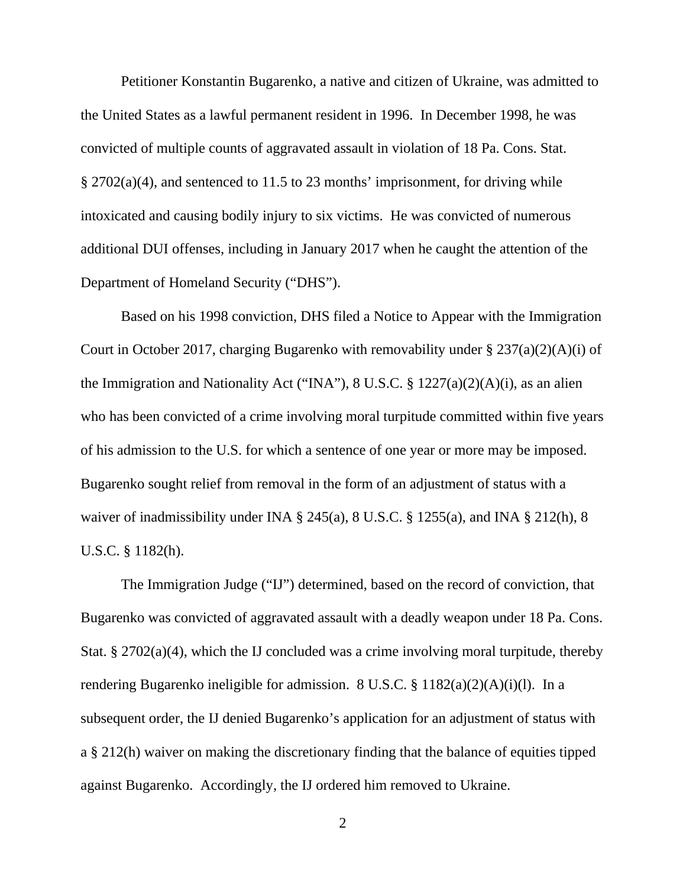Petitioner Konstantin Bugarenko, a native and citizen of Ukraine, was admitted to the United States as a lawful permanent resident in 1996. In December 1998, he was convicted of multiple counts of aggravated assault in violation of 18 Pa. Cons. Stat. § 2702(a)(4), and sentenced to 11.5 to 23 months' imprisonment, for driving while intoxicated and causing bodily injury to six victims. He was convicted of numerous additional DUI offenses, including in January 2017 when he caught the attention of the Department of Homeland Security ("DHS").

Based on his 1998 conviction, DHS filed a Notice to Appear with the Immigration Court in October 2017, charging Bugarenko with removability under § 237(a)(2)(A)(i) of the Immigration and Nationality Act ("INA"), 8 U.S.C. § 1227(a)(2)(A)(i), as an alien who has been convicted of a crime involving moral turpitude committed within five years of his admission to the U.S. for which a sentence of one year or more may be imposed. Bugarenko sought relief from removal in the form of an adjustment of status with a waiver of inadmissibility under INA § 245(a), 8 U.S.C. § 1255(a), and INA § 212(h), 8 U.S.C. § 1182(h).

The Immigration Judge ("IJ") determined, based on the record of conviction, that Bugarenko was convicted of aggravated assault with a deadly weapon under 18 Pa. Cons. Stat. § 2702(a)(4), which the IJ concluded was a crime involving moral turpitude, thereby rendering Bugarenko ineligible for admission. 8 U.S.C. § 1182(a)(2)(A)(i)(l). In a subsequent order, the IJ denied Bugarenko's application for an adjustment of status with a § 212(h) waiver on making the discretionary finding that the balance of equities tipped against Bugarenko. Accordingly, the IJ ordered him removed to Ukraine.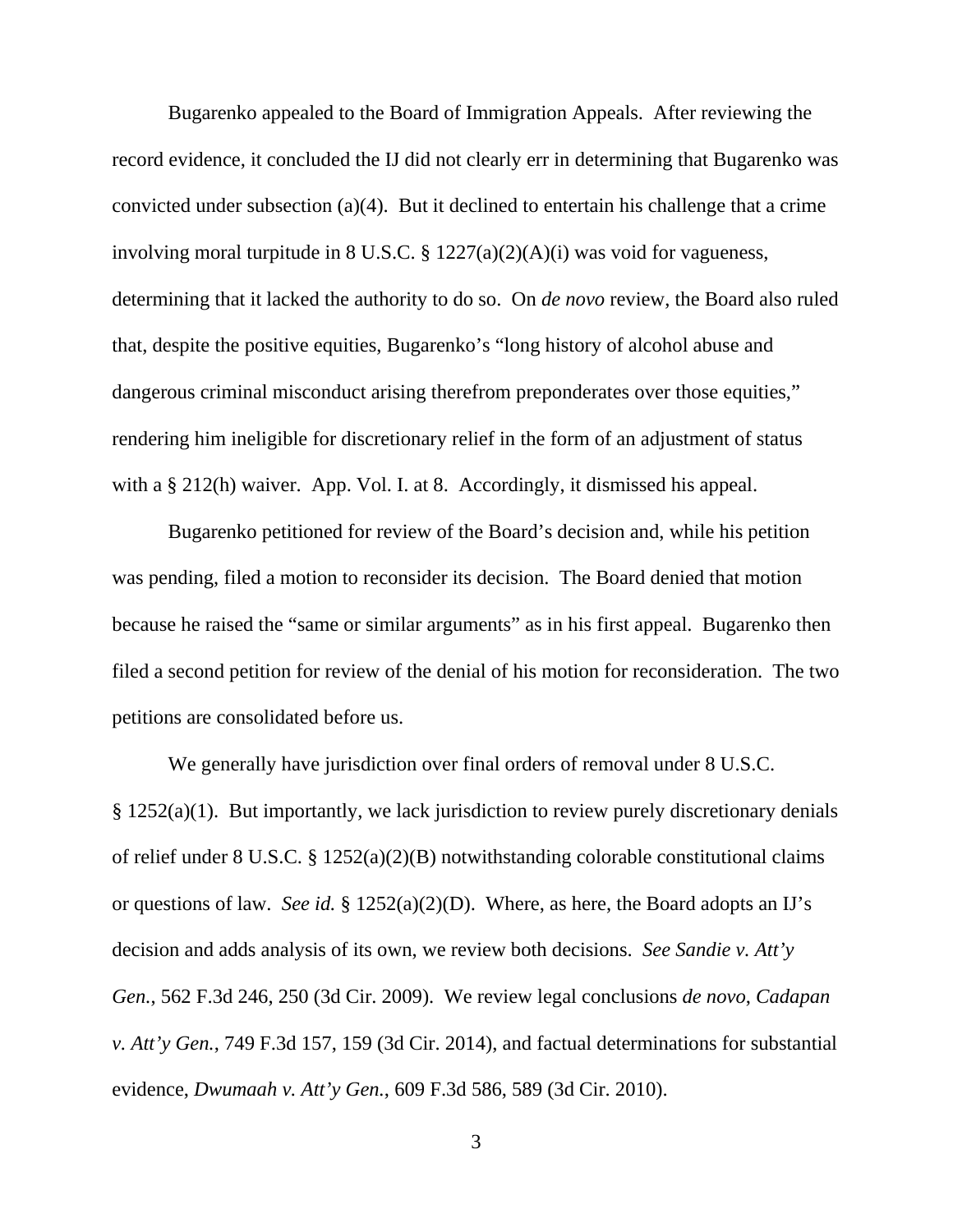Bugarenko appealed to the Board of Immigration Appeals. After reviewing the record evidence, it concluded the IJ did not clearly err in determining that Bugarenko was convicted under subsection (a)(4). But it declined to entertain his challenge that a crime involving moral turpitude in 8 U.S.C. § 1227(a)(2)(A)(i) was void for vagueness, determining that it lacked the authority to do so. On *de novo* review, the Board also ruled that, despite the positive equities, Bugarenko's "long history of alcohol abuse and dangerous criminal misconduct arising therefrom preponderates over those equities," rendering him ineligible for discretionary relief in the form of an adjustment of status with a § 212(h) waiver. App. Vol. I. at 8. Accordingly, it dismissed his appeal.

Bugarenko petitioned for review of the Board's decision and, while his petition was pending, filed a motion to reconsider its decision. The Board denied that motion because he raised the "same or similar arguments" as in his first appeal. Bugarenko then filed a second petition for review of the denial of his motion for reconsideration. The two petitions are consolidated before us.

We generally have jurisdiction over final orders of removal under 8 U.S.C. § 1252(a)(1). But importantly, we lack jurisdiction to review purely discretionary denials of relief under 8 U.S.C. § 1252(a)(2)(B) notwithstanding colorable constitutional claims or questions of law. *See id.* § 1252(a)(2)(D). Where, as here, the Board adopts an IJ's decision and adds analysis of its own, we review both decisions. *See Sandie v. Att'y Gen.*, 562 F.3d 246, 250 (3d Cir. 2009). We review legal conclusions *de novo*, *Cadapan v. Att'y Gen.*, 749 F.3d 157, 159 (3d Cir. 2014), and factual determinations for substantial evidence, *Dwumaah v. Att'y Gen.*, 609 F.3d 586, 589 (3d Cir. 2010).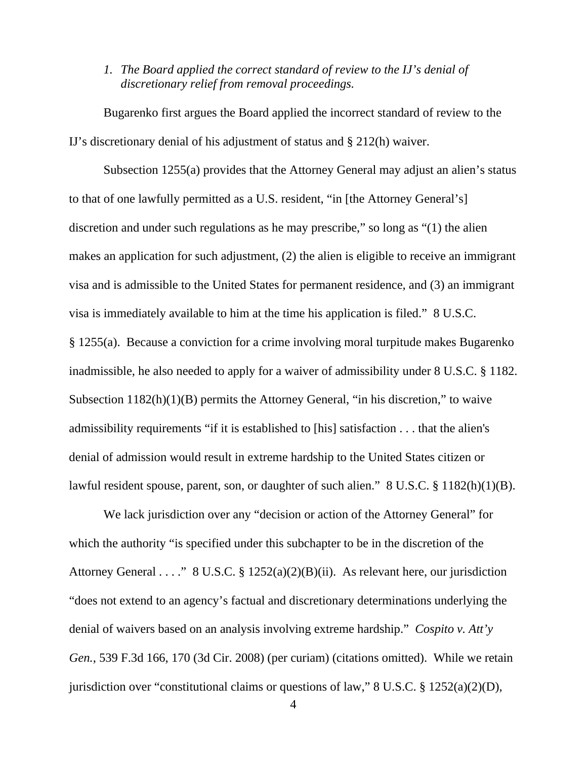1. *The Board applied the correct standard of review to the IJ's denial of discretionary relief from removal proceedings.*

Bugarenko first argues the Board applied the incorrect standard of review to the IJ's discretionary denial of his adjustment of status and § 212(h) waiver.

Subsection 1255(a) provides that the Attorney General may adjust an alien's status to that of one lawfully permitted as a U.S. resident, "in [the Attorney General's] discretion and under such regulations as he may prescribe," so long as "(1) the alien makes an application for such adjustment, (2) the alien is eligible to receive an immigrant visa and is admissible to the United States for permanent residence, and (3) an immigrant visa is immediately available to him at the time his application is filed." 8 U.S.C. § 1255(a). Because a conviction for a crime involving moral turpitude makes Bugarenko inadmissible, he also needed to apply for a waiver of admissibility under 8 U.S.C. § 1182. Subsection 1182(h)(1)(B) permits the Attorney General, "in his discretion," to waive admissibility requirements "if it is established to [his] satisfaction . . . that the alien's denial of admission would result in extreme hardship to the United States citizen or lawful resident spouse, parent, son, or daughter of such alien." 8 U.S.C. § 1182(h)(1)(B).

We lack jurisdiction over any "decision or action of the Attorney General" for which the authority "is specified under this subchapter to be in the discretion of the Attorney General . . . ." 8 U.S.C. § 1252(a)(2)(B)(ii). As relevant here, our jurisdiction "does not extend to an agency's factual and discretionary determinations underlying the denial of waivers based on an analysis involving extreme hardship." *Cospito v. Att'y Gen.*, 539 F.3d 166, 170 (3d Cir. 2008) (per curiam) (citations omitted). While we retain jurisdiction over "constitutional claims or questions of law," 8 U.S.C. § 1252(a)(2)(D),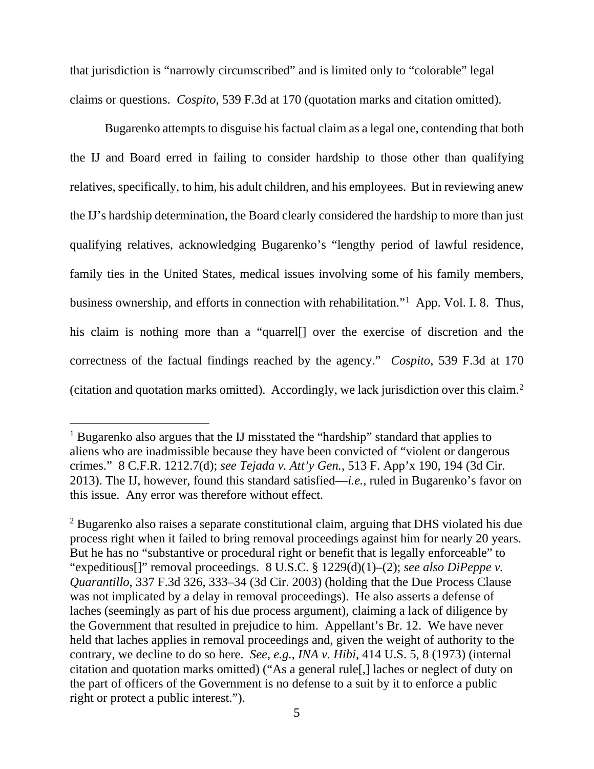that jurisdiction is "narrowly circumscribed" and is limited only to "colorable" legal claims or questions. *Cospito*, 539 F.3d at 170 (quotation marks and citation omitted).

Bugarenko attempts to disguise his factual claim as a legal one, contending that both the IJ and Board erred in failing to consider hardship to those other than qualifying relatives, specifically, to him, his adult children, and his employees. But in reviewing anew the IJ's hardship determination, the Board clearly considered the hardship to more than just qualifying relatives, acknowledging Bugarenko's "lengthy period of lawful residence, family ties in the United States, medical issues involving some of his family members, business ownership, and efforts in connection with rehabilitation."[1] App. Vol. I. 8. Thus, his claim is nothing more than a "quarrel[] over the exercise of discretion and the correctness of the factual findings reached by the agency." *Cospito*, 539 F.3d at 170 (citation and quotation marks omitted). Accordingly, we lack jurisdiction over this claim.[2]

---

[1] Bugarenko also argues that the IJ misstated the "hardship" standard that applies to aliens who are inadmissible because they have been convicted of "violent or dangerous crimes." 8 C.F.R. 1212.7(d); *see Tejada v. Att'y Gen.*, 513 F. App'x 190, 194 (3d Cir. 2013). The IJ, however, found this standard satisfied—*i.e.*, ruled in Bugarenko's favor on this issue. Any error was therefore without effect.

[2] Bugarenko also raises a separate constitutional claim, arguing that DHS violated his due process right when it failed to bring removal proceedings against him for nearly 20 years. But he has no "substantive or procedural right or benefit that is legally enforceable" to "expeditious[]" removal proceedings. 8 U.S.C. § 1229(d)(1)–(2); *see also DiPeppe v. Quarantillo*, 337 F.3d 326, 333–34 (3d Cir. 2003) (holding that the Due Process Clause was not implicated by a delay in removal proceedings). He also asserts a defense of laches (seemingly as part of his due process argument), claiming a lack of diligence by the Government that resulted in prejudice to him. Appellant's Br. 12. We have never held that laches applies in removal proceedings and, given the weight of authority to the contrary, we decline to do so here. *See, e.g.*, *INA v. Hibi*, 414 U.S. 5, 8 (1973) (internal citation and quotation marks omitted) ("As a general rule[,] laches or neglect of duty on the part of officers of the Government is no defense to a suit by it to enforce a public right or protect a public interest.").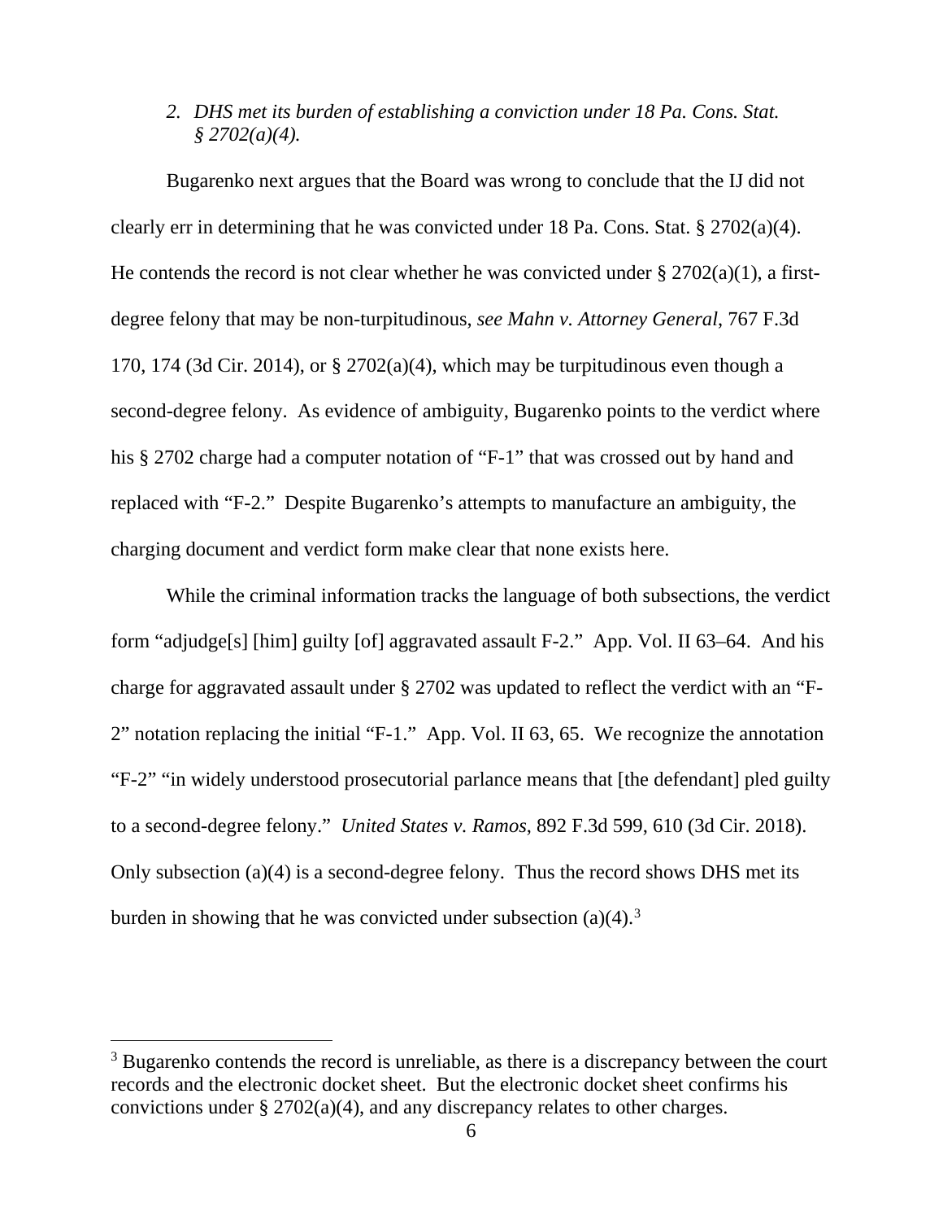*2. DHS met its burden of establishing a conviction under 18 Pa. Cons. Stat. § 2702(a)(4).*

Bugarenko next argues that the Board was wrong to conclude that the IJ did not clearly err in determining that he was convicted under 18 Pa. Cons. Stat. § 2702(a)(4). He contends the record is not clear whether he was convicted under § 2702(a)(1), a first-degree felony that may be non-turpitudinous, *see Mahn v. Attorney General*, 767 F.3d 170, 174 (3d Cir. 2014), or § 2702(a)(4), which may be turpitudinous even though a second-degree felony. As evidence of ambiguity, Bugarenko points to the verdict where his § 2702 charge had a computer notation of "F-1" that was crossed out by hand and replaced with "F-2." Despite Bugarenko's attempts to manufacture an ambiguity, the charging document and verdict form make clear that none exists here.

While the criminal information tracks the language of both subsections, the verdict form "adjudge[s] [him] guilty [of] aggravated assault F-2." App. Vol. II 63–64. And his charge for aggravated assault under § 2702 was updated to reflect the verdict with an "F-2" notation replacing the initial "F-1." App. Vol. II 63, 65. We recognize the annotation "F-2" "in widely understood prosecutorial parlance means that [the defendant] pled guilty to a second-degree felony." *United States v. Ramos*, 892 F.3d 599, 610 (3d Cir. 2018). Only subsection (a)(4) is a second-degree felony. Thus the record shows DHS met its burden in showing that he was convicted under subsection (a)(4).[3]

---

[3] Bugarenko contends the record is unreliable, as there is a discrepancy between the court records and the electronic docket sheet. But the electronic docket sheet confirms his convictions under § 2702(a)(4), and any discrepancy relates to other charges.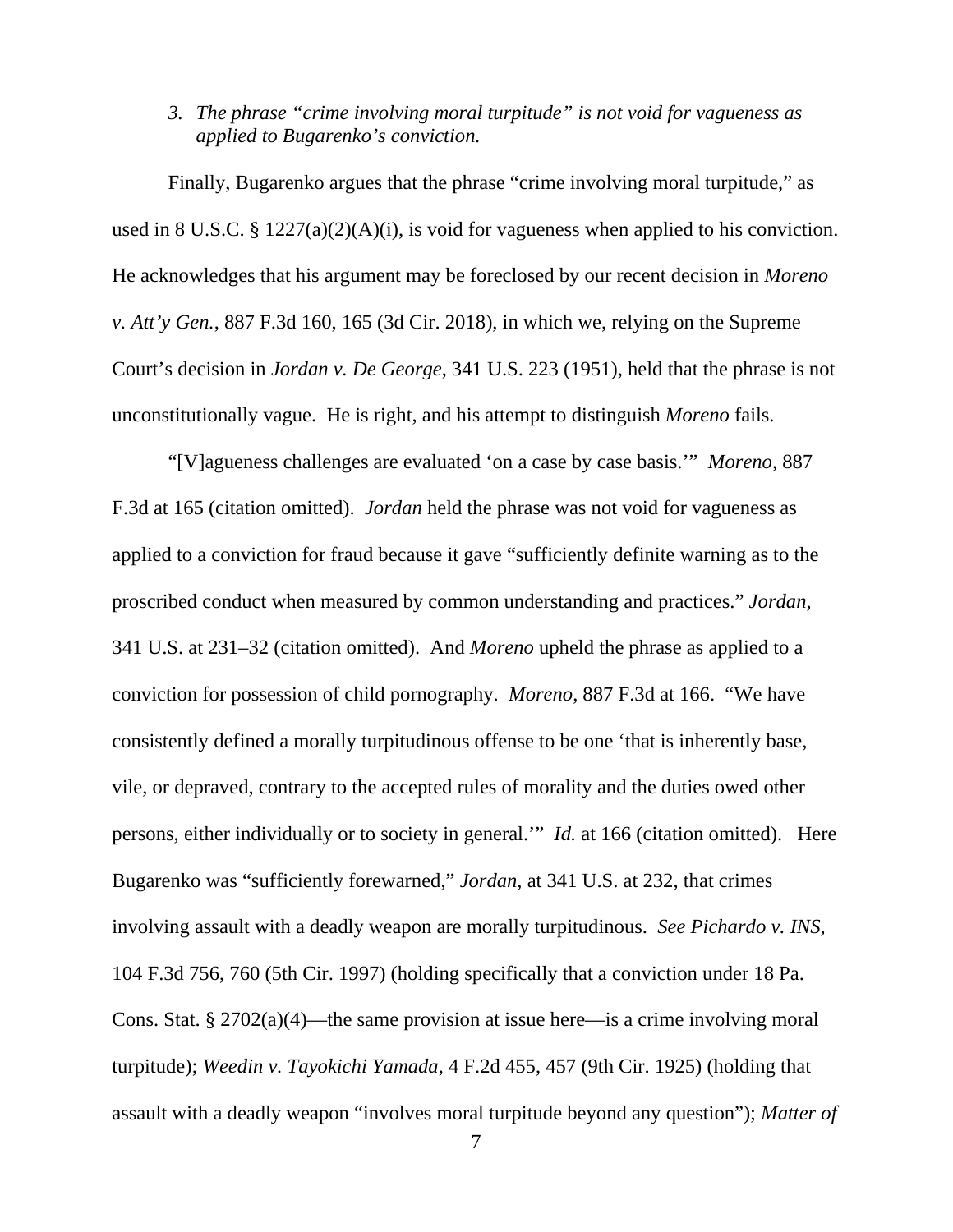3. *The phrase "crime involving moral turpitude" is not void for vagueness as applied to Bugarenko's conviction.*

Finally, Bugarenko argues that the phrase "crime involving moral turpitude," as used in 8 U.S.C. § 1227(a)(2)(A)(i), is void for vagueness when applied to his conviction. He acknowledges that his argument may be foreclosed by our recent decision in *Moreno v. Att'y Gen.*, 887 F.3d 160, 165 (3d Cir. 2018), in which we, relying on the Supreme Court's decision in *Jordan v. De George*, 341 U.S. 223 (1951), held that the phrase is not unconstitutionally vague. He is right, and his attempt to distinguish *Moreno* fails.

"[V]agueness challenges are evaluated 'on a case by case basis.'" *Moreno*, 887 F.3d at 165 (citation omitted). *Jordan* held the phrase was not void for vagueness as applied to a conviction for fraud because it gave "sufficiently definite warning as to the proscribed conduct when measured by common understanding and practices." *Jordan*, 341 U.S. at 231–32 (citation omitted). And *Moreno* upheld the phrase as applied to a conviction for possession of child pornography. *Moreno*, 887 F.3d at 166. "We have consistently defined a morally turpitudinous offense to be one 'that is inherently base, vile, or depraved, contrary to the accepted rules of morality and the duties owed other persons, either individually or to society in general.'" *Id.* at 166 (citation omitted). Here Bugarenko was "sufficiently forewarned," *Jordan*, at 341 U.S. at 232, that crimes involving assault with a deadly weapon are morally turpitudinous. *See Pichardo v. INS*, 104 F.3d 756, 760 (5th Cir. 1997) (holding specifically that a conviction under 18 Pa. Cons. Stat. § 2702(a)(4)—the same provision at issue here—is a crime involving moral turpitude); *Weedin v. Tayokichi Yamada*, 4 F.2d 455, 457 (9th Cir. 1925) (holding that assault with a deadly weapon "involves moral turpitude beyond any question"); *Matter of*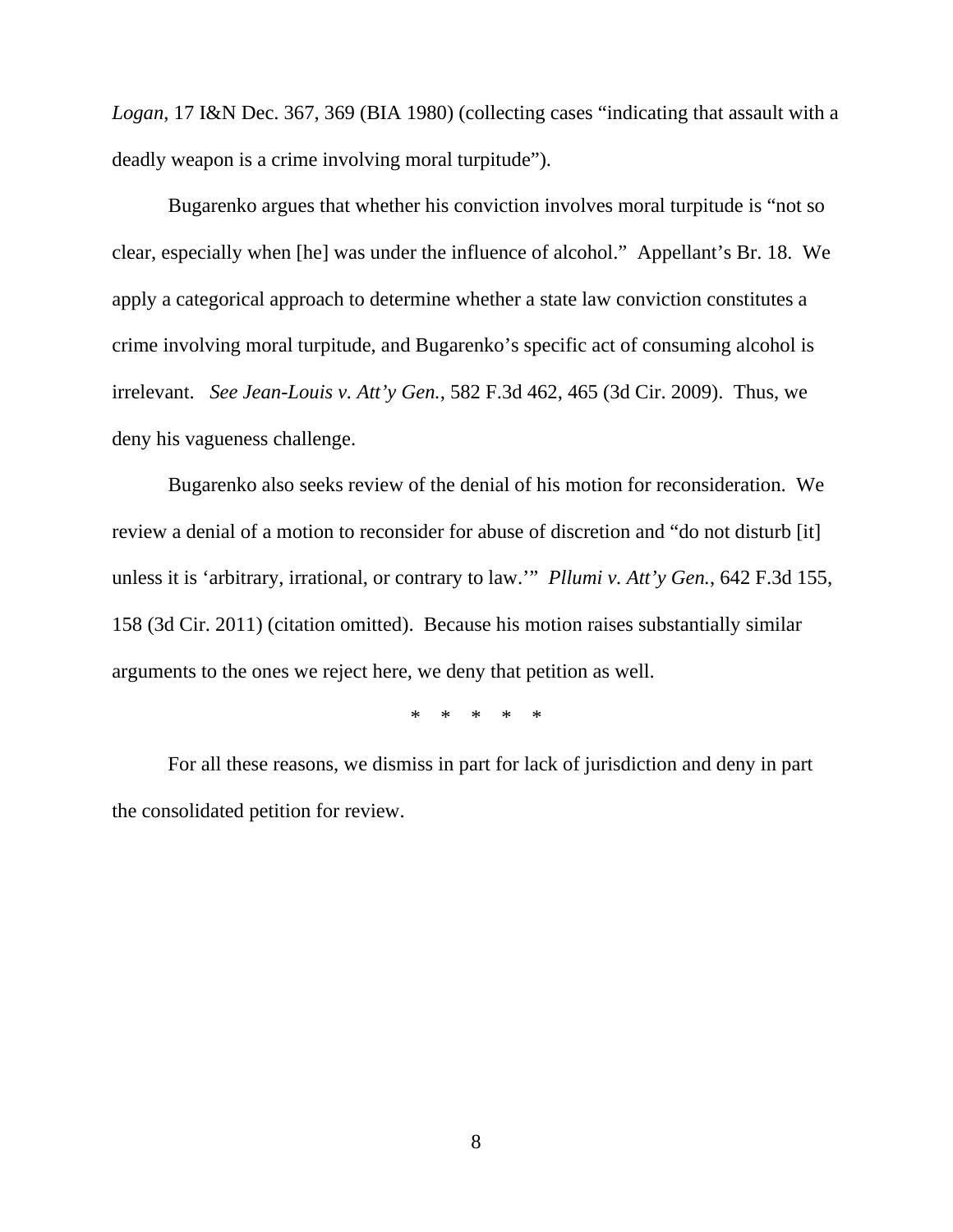*Logan*, 17 I&N Dec. 367, 369 (BIA 1980) (collecting cases "indicating that assault with a deadly weapon is a crime involving moral turpitude").

Bugarenko argues that whether his conviction involves moral turpitude is "not so clear, especially when [he] was under the influence of alcohol." Appellant's Br. 18. We apply a categorical approach to determine whether a state law conviction constitutes a crime involving moral turpitude, and Bugarenko's specific act of consuming alcohol is irrelevant. *See Jean-Louis v. Att'y Gen.*, 582 F.3d 462, 465 (3d Cir. 2009). Thus, we deny his vagueness challenge.

Bugarenko also seeks review of the denial of his motion for reconsideration. We review a denial of a motion to reconsider for abuse of discretion and "do not disturb [it] unless it is 'arbitrary, irrational, or contrary to law.'" *Pllumi v. Att'y Gen.*, 642 F.3d 155, 158 (3d Cir. 2011) (citation omitted). Because his motion raises substantially similar arguments to the ones we reject here, we deny that petition as well.

\* \* \* \* \*

For all these reasons, we dismiss in part for lack of jurisdiction and deny in part the consolidated petition for review.